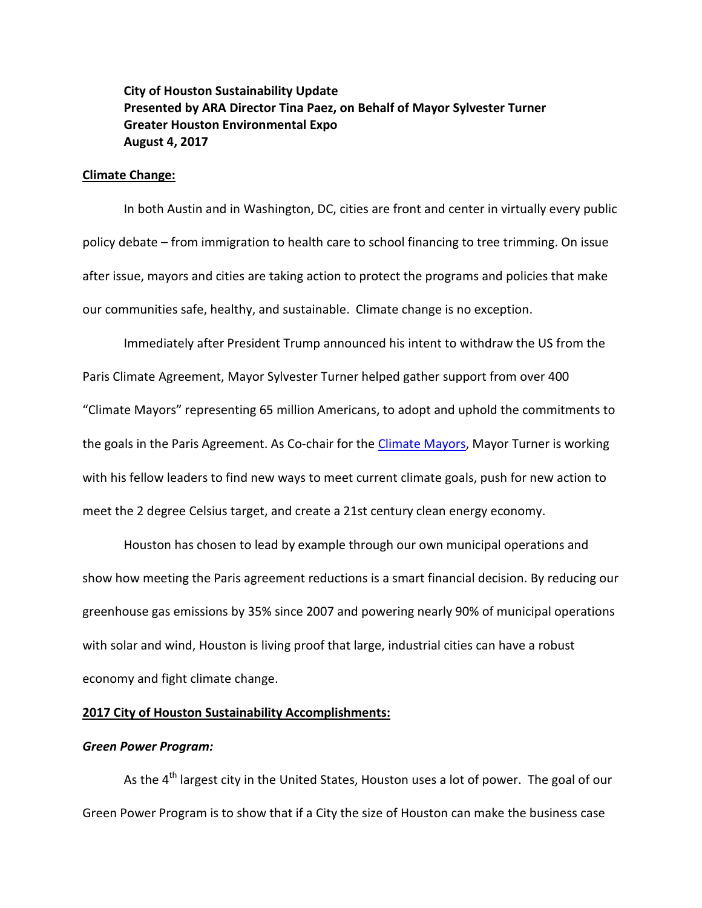**City of Houston Sustainability Update**
**Presented by ARA Director Tina Paez, on Behalf of Mayor Sylvester Turner**
**Greater Houston Environmental Expo**
**August 4, 2017**

## Climate Change:

In both Austin and in Washington, DC, cities are front and center in virtually every public policy debate – from immigration to health care to school financing to tree trimming. On issue after issue, mayors and cities are taking action to protect the programs and policies that make our communities safe, healthy, and sustainable. Climate change is no exception.

Immediately after President Trump announced his intent to withdraw the US from the Paris Climate Agreement, Mayor Sylvester Turner helped gather support from over 400 "Climate Mayors" representing 65 million Americans, to adopt and uphold the commitments to the goals in the Paris Agreement. As Co-chair for the Climate Mayors, Mayor Turner is working with his fellow leaders to find new ways to meet current climate goals, push for new action to meet the 2 degree Celsius target, and create a 21st century clean energy economy.

Houston has chosen to lead by example through our own municipal operations and show how meeting the Paris agreement reductions is a smart financial decision. By reducing our greenhouse gas emissions by 35% since 2007 and powering nearly 90% of municipal operations with solar and wind, Houston is living proof that large, industrial cities can have a robust economy and fight climate change.

## 2017 City of Houston Sustainability Accomplishments:

### *Green Power Program:*

As the 4th largest city in the United States, Houston uses a lot of power. The goal of our Green Power Program is to show that if a City the size of Houston can make the business case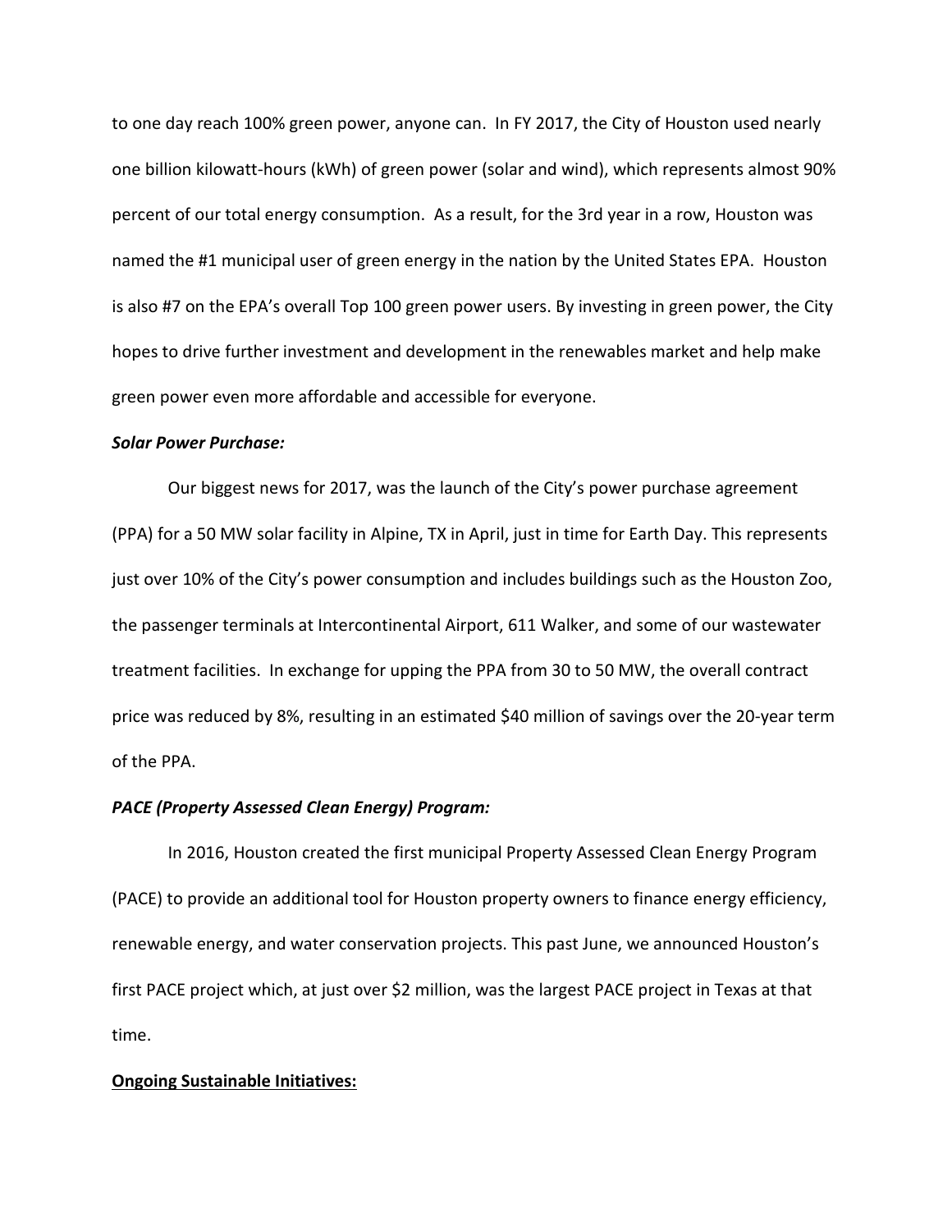to one day reach 100% green power, anyone can. In FY 2017, the City of Houston used nearly one billion kilowatt-hours (kWh) of green power (solar and wind), which represents almost 90% percent of our total energy consumption. As a result, for the 3rd year in a row, Houston was named the #1 municipal user of green energy in the nation by the United States EPA. Houston is also #7 on the EPA's overall Top 100 green power users. By investing in green power, the City hopes to drive further investment and development in the renewables market and help make green power even more affordable and accessible for everyone.

***Solar Power Purchase:***

Our biggest news for 2017, was the launch of the City's power purchase agreement (PPA) for a 50 MW solar facility in Alpine, TX in April, just in time for Earth Day. This represents just over 10% of the City's power consumption and includes buildings such as the Houston Zoo, the passenger terminals at Intercontinental Airport, 611 Walker, and some of our wastewater treatment facilities. In exchange for upping the PPA from 30 to 50 MW, the overall contract price was reduced by 8%, resulting in an estimated $40 million of savings over the 20-year term of the PPA.

***PACE (Property Assessed Clean Energy) Program:***

In 2016, Houston created the first municipal Property Assessed Clean Energy Program (PACE) to provide an additional tool for Houston property owners to finance energy efficiency, renewable energy, and water conservation projects. This past June, we announced Houston's first PACE project which, at just over $2 million, was the largest PACE project in Texas at that time.

**<u>Ongoing Sustainable Initiatives:</u>**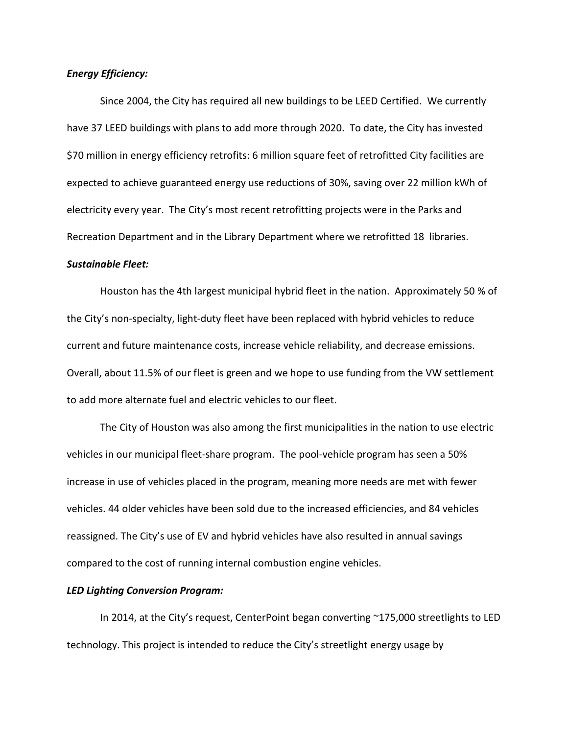***Energy Efficiency:***

Since 2004, the City has required all new buildings to be LEED Certified. We currently have 37 LEED buildings with plans to add more through 2020. To date, the City has invested $70 million in energy efficiency retrofits: 6 million square feet of retrofitted City facilities are expected to achieve guaranteed energy use reductions of 30%, saving over 22 million kWh of electricity every year. The City's most recent retrofitting projects were in the Parks and Recreation Department and in the Library Department where we retrofitted 18 libraries.

***Sustainable Fleet:***

Houston has the 4th largest municipal hybrid fleet in the nation. Approximately 50 % of the City's non-specialty, light-duty fleet have been replaced with hybrid vehicles to reduce current and future maintenance costs, increase vehicle reliability, and decrease emissions. Overall, about 11.5% of our fleet is green and we hope to use funding from the VW settlement to add more alternate fuel and electric vehicles to our fleet.

The City of Houston was also among the first municipalities in the nation to use electric vehicles in our municipal fleet-share program. The pool-vehicle program has seen a 50% increase in use of vehicles placed in the program, meaning more needs are met with fewer vehicles. 44 older vehicles have been sold due to the increased efficiencies, and 84 vehicles reassigned. The City's use of EV and hybrid vehicles have also resulted in annual savings compared to the cost of running internal combustion engine vehicles.

***LED Lighting Conversion Program:***

In 2014, at the City's request, CenterPoint began converting ~175,000 streetlights to LED technology. This project is intended to reduce the City's streetlight energy usage by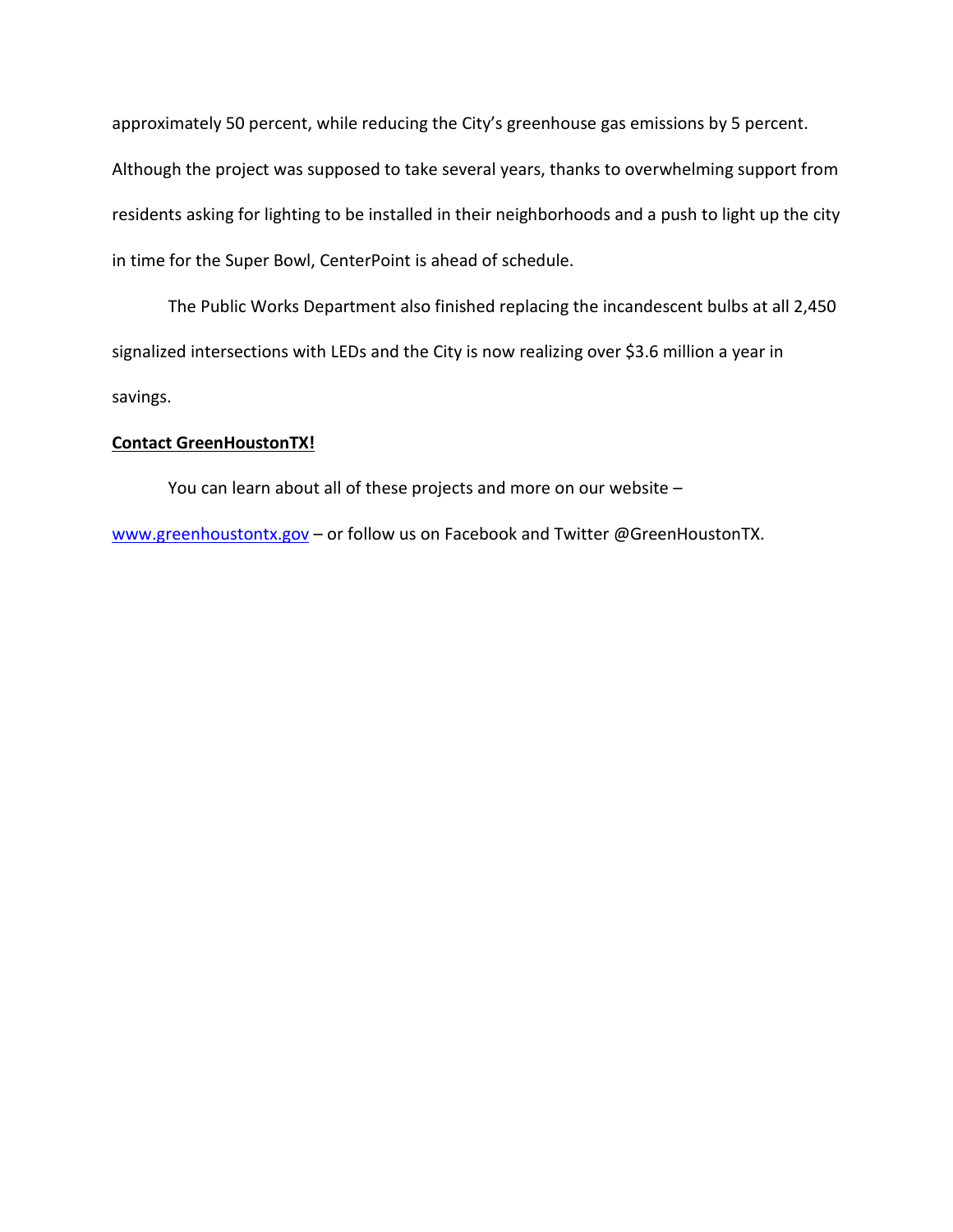approximately 50 percent, while reducing the City's greenhouse gas emissions by 5 percent. Although the project was supposed to take several years, thanks to overwhelming support from residents asking for lighting to be installed in their neighborhoods and a push to light up the city in time for the Super Bowl, CenterPoint is ahead of schedule.

The Public Works Department also finished replacing the incandescent bulbs at all 2,450 signalized intersections with LEDs and the City is now realizing over $3.6 million a year in savings.

**Contact GreenHoustonTX!**

You can learn about all of these projects and more on our website – www.greenhoustontx.gov – or follow us on Facebook and Twitter @GreenHoustonTX.